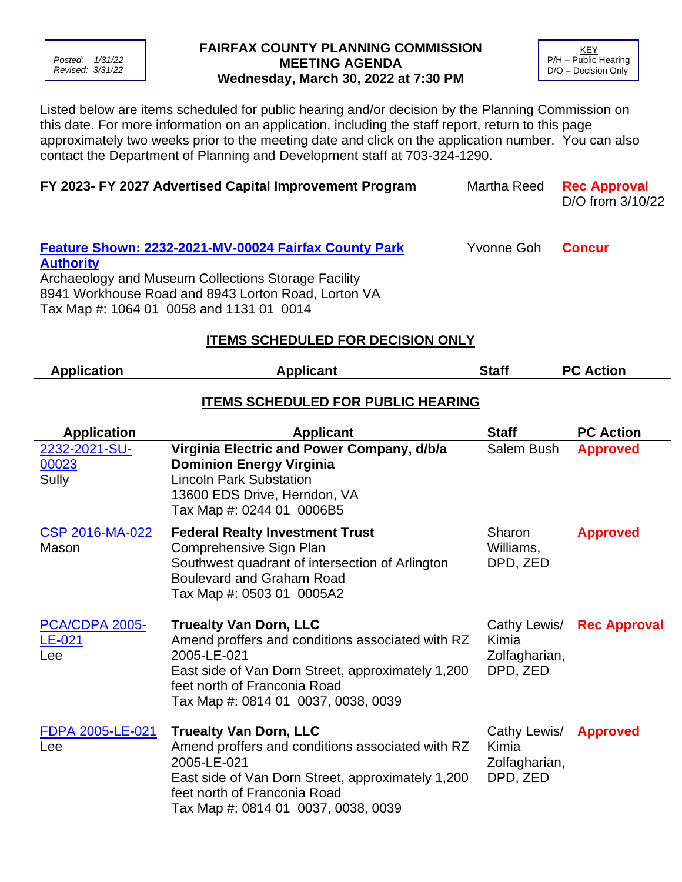Posted: 1/31/22
Revised: 3/31/22

# FAIRFAX COUNTY PLANNING COMMISSION MEETING AGENDA
## Wednesday, March 30, 2022 at 7:30 PM

KEY
P/H – Public Hearing
D/O – Decision Only

Listed below are items scheduled for public hearing and/or decision by the Planning Commission on this date. For more information on an application, including the staff report, return to this page approximately two weeks prior to the meeting date and click on the application number. You can also contact the Department of Planning and Development staff at 703-324-1290.

| | Staff | PC Action |
|---|---|---|
| **FY 2023- FY 2027 Advertised Capital Improvement Program** | Martha Reed | **Rec Approval** D/O from 3/10/22 |
| **Feature Shown: 2232-2021-MV-00024 Fairfax County Park Authority** Archaeology and Museum Collections Storage Facility 8941 Workhouse Road and 8943 Lorton Road, Lorton VA Tax Map #: 1064 01 0058 and 1131 01 0014 | Yvonne Goh | **Concur** |

## ITEMS SCHEDULED FOR DECISION ONLY

| Application | Applicant | Staff | PC Action |
|---|---|---|---|

## ITEMS SCHEDULED FOR PUBLIC HEARING

| Application | Applicant | Staff | PC Action |
|---|---|---|---|
| 2232-2021-SU-00023 Sully | **Virginia Electric and Power Company, d/b/a Dominion Energy Virginia** Lincoln Park Substation 13600 EDS Drive, Herndon, VA Tax Map #: 0244 01 0006B5 | Salem Bush | **Approved** |
| CSP 2016-MA-022 Mason | **Federal Realty Investment Trust** Comprehensive Sign Plan Southwest quadrant of intersection of Arlington Boulevard and Graham Road Tax Map #: 0503 01 0005A2 | Sharon Williams, DPD, ZED | **Approved** |
| PCA/CDPA 2005-LE-021 Lee | **Truealty Van Dorn, LLC** Amend proffers and conditions associated with RZ 2005-LE-021 East side of Van Dorn Street, approximately 1,200 feet north of Franconia Road Tax Map #: 0814 01 0037, 0038, 0039 | Cathy Lewis/ Kimia Zolfagharian, DPD, ZED | **Rec Approval** |
| FDPA 2005-LE-021 Lee | **Truealty Van Dorn, LLC** Amend proffers and conditions associated with RZ 2005-LE-021 East side of Van Dorn Street, approximately 1,200 feet north of Franconia Road Tax Map #: 0814 01 0037, 0038, 0039 | Cathy Lewis/ Kimia Zolfagharian, DPD, ZED | **Approved** |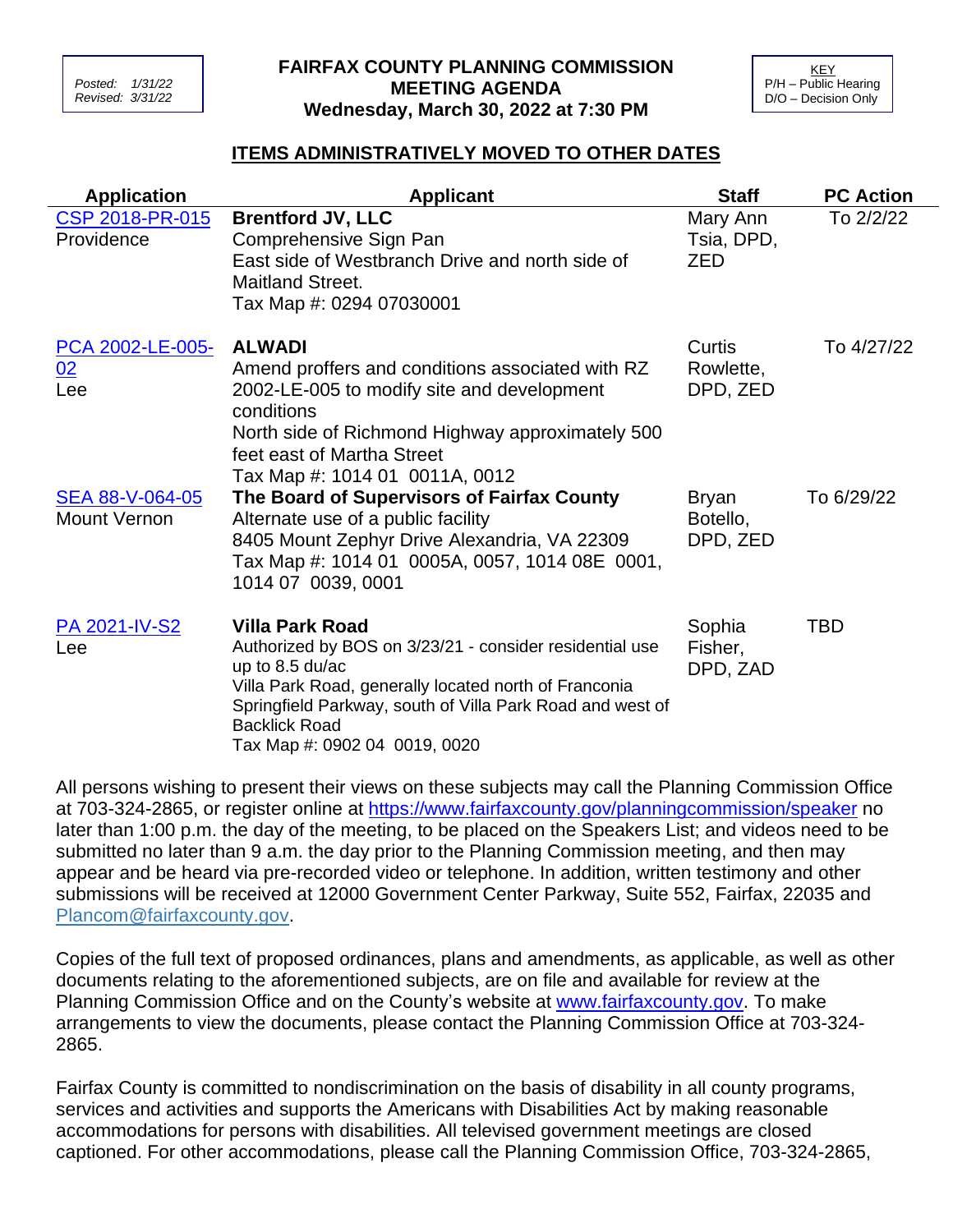Posted: 1/31/22
Revised: 3/31/22

**FAIRFAX COUNTY PLANNING COMMISSION**
**MEETING AGENDA**
**Wednesday, March 30, 2022 at 7:30 PM**

KEY
P/H – Public Hearing
D/O – Decision Only

## ITEMS ADMINISTRATIVELY MOVED TO OTHER DATES

| Application | Applicant | Staff | PC Action |
|---|---|---|---|
| CSP 2018-PR-015<br>Providence | **Brentford JV, LLC**<br>Comprehensive Sign Pan<br>East side of Westbranch Drive and north side of Maitland Street.<br>Tax Map #: 0294 07030001 | Mary Ann Tsia, DPD, ZED | To 2/2/22 |
| PCA 2002-LE-005-02<br>Lee | **ALWADI**<br>Amend proffers and conditions associated with RZ 2002-LE-005 to modify site and development conditions<br>North side of Richmond Highway approximately 500 feet east of Martha Street<br>Tax Map #: 1014 01 0011A, 0012 | Curtis Rowlette, DPD, ZED | To 4/27/22 |
| SEA 88-V-064-05<br>Mount Vernon | **The Board of Supervisors of Fairfax County**<br>Alternate use of a public facility<br>8405 Mount Zephyr Drive Alexandria, VA 22309<br>Tax Map #: 1014 01 0005A, 0057, 1014 08E 0001, 1014 07 0039, 0001 | Bryan Botello, DPD, ZED | To 6/29/22 |
| PA 2021-IV-S2<br>Lee | **Villa Park Road**<br>Authorized by BOS on 3/23/21 - consider residential use up to 8.5 du/ac<br>Villa Park Road, generally located north of Franconia Springfield Parkway, south of Villa Park Road and west of Backlick Road<br>Tax Map #: 0902 04 0019, 0020 | Sophia Fisher, DPD, ZAD | TBD |

All persons wishing to present their views on these subjects may call the Planning Commission Office at 703-324-2865, or register online at https://www.fairfaxcounty.gov/planningcommission/speaker no later than 1:00 p.m. the day of the meeting, to be placed on the Speakers List; and videos need to be submitted no later than 9 a.m. the day prior to the Planning Commission meeting, and then may appear and be heard via pre-recorded video or telephone. In addition, written testimony and other submissions will be received at 12000 Government Center Parkway, Suite 552, Fairfax, 22035 and Plancom@fairfaxcounty.gov.

Copies of the full text of proposed ordinances, plans and amendments, as applicable, as well as other documents relating to the aforementioned subjects, are on file and available for review at the Planning Commission Office and on the County's website at www.fairfaxcounty.gov. To make arrangements to view the documents, please contact the Planning Commission Office at 703-324-2865.

Fairfax County is committed to nondiscrimination on the basis of disability in all county programs, services and activities and supports the Americans with Disabilities Act by making reasonable accommodations for persons with disabilities. All televised government meetings are closed captioned. For other accommodations, please call the Planning Commission Office, 703-324-2865,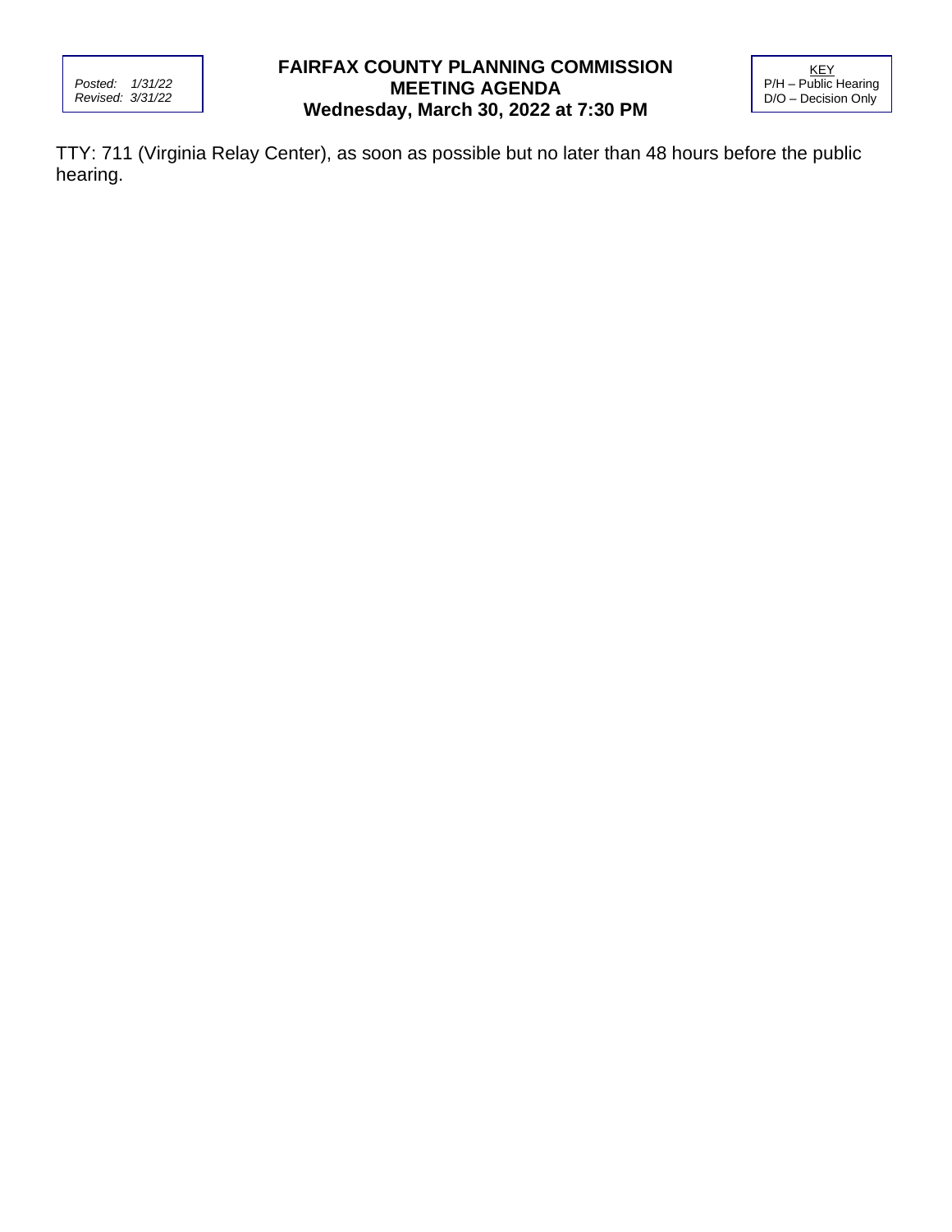TTY: 711 (Virginia Relay Center), as soon as possible but no later than 48 hours before the public hearing.